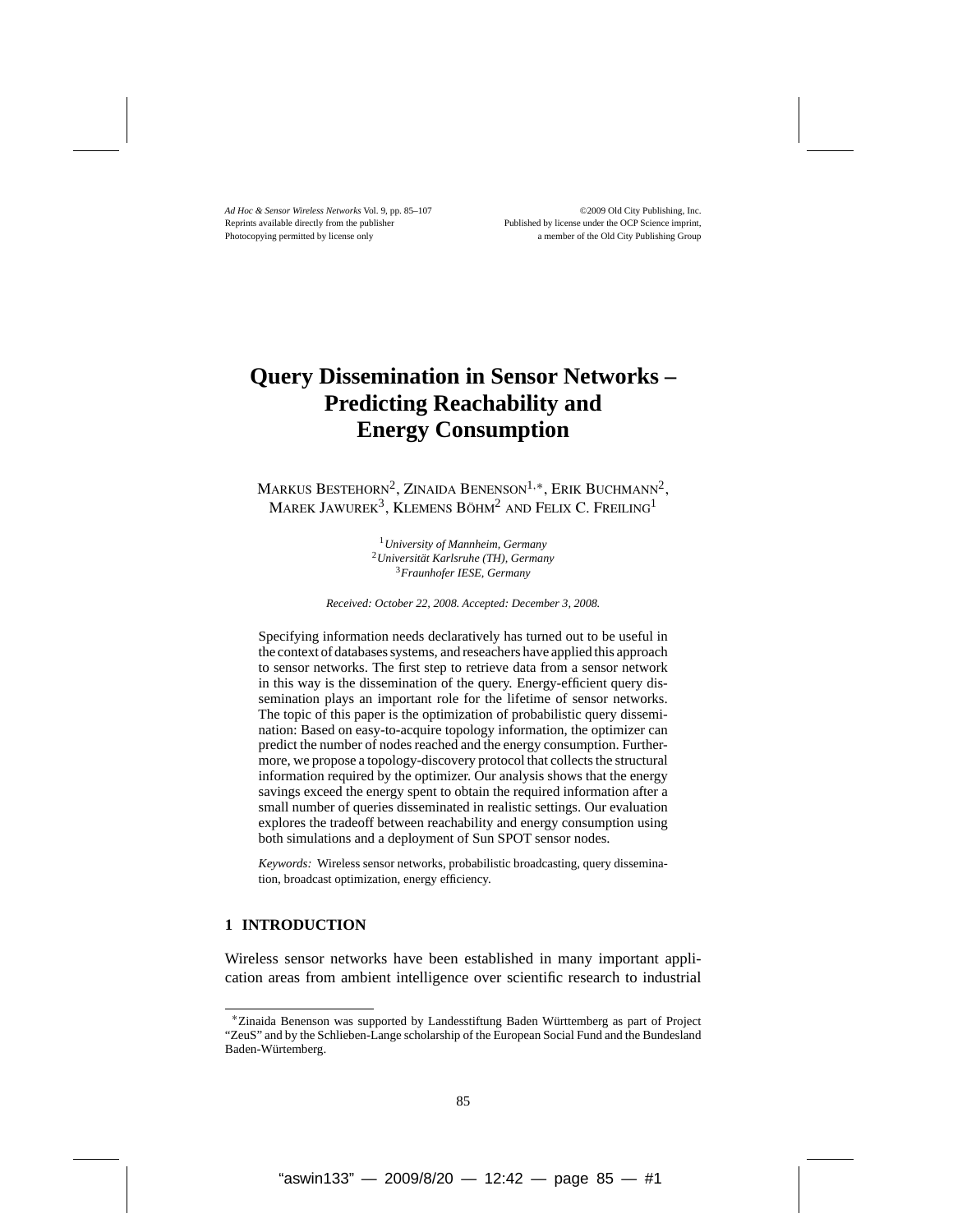# Query Dissemination in Sensor Networks – Predicting Reachability and Energy Consumption

Markus Bestehorn[2], Zinaida Benenson[1,*], Erik Buchmann[2], Marek Jawurek[3], Klemens Böhm[2] and Felix C. Freiling[1]

[1]*University of Mannheim, Germany*
[2]*Universität Karlsruhe (TH), Germany*
[3]*Fraunhofer IESE, Germany*

*Received: October 22, 2008. Accepted: December 3, 2008.*

Specifying information needs declaratively has turned out to be useful in the context of databases systems, and reseachers have applied this approach to sensor networks. The first step to retrieve data from a sensor network in this way is the dissemination of the query. Energy-efficient query dissemination plays an important role for the lifetime of sensor networks. The topic of this paper is the optimization of probabilistic query dissemination: Based on easy-to-acquire topology information, the optimizer can predict the number of nodes reached and the energy consumption. Furthermore, we propose a topology-discovery protocol that collects the structural information required by the optimizer. Our analysis shows that the energy savings exceed the energy spent to obtain the required information after a small number of queries disseminated in realistic settings. Our evaluation explores the tradeoff between reachability and energy consumption using both simulations and a deployment of Sun SPOT sensor nodes.

*Keywords:* Wireless sensor networks, probabilistic broadcasting, query dissemination, broadcast optimization, energy efficiency.

## 1 INTRODUCTION

Wireless sensor networks have been established in many important application areas from ambient intelligence over scientific research to industrial

[*] Zinaida Benenson was supported by Landesstiftung Baden Württemberg as part of Project "ZeuS" and by the Schlieben-Lange scholarship of the European Social Fund and the Bundesland Baden-Würtemberg.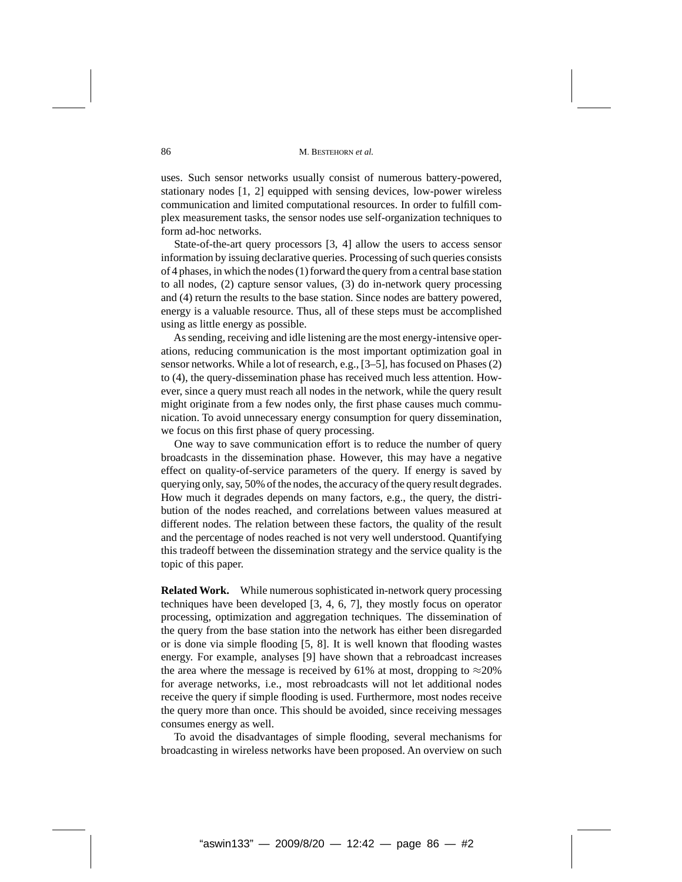uses. Such sensor networks usually consist of numerous battery-powered, stationary nodes [1, 2] equipped with sensing devices, low-power wireless communication and limited computational resources. In order to fulfill complex measurement tasks, the sensor nodes use self-organization techniques to form ad-hoc networks.

State-of-the-art query processors [3, 4] allow the users to access sensor information by issuing declarative queries. Processing of such queries consists of 4 phases, in which the nodes (1) forward the query from a central base station to all nodes, (2) capture sensor values, (3) do in-network query processing and (4) return the results to the base station. Since nodes are battery powered, energy is a valuable resource. Thus, all of these steps must be accomplished using as little energy as possible.

As sending, receiving and idle listening are the most energy-intensive operations, reducing communication is the most important optimization goal in sensor networks. While a lot of research, e.g., [3–5], has focused on Phases (2) to (4), the query-dissemination phase has received much less attention. However, since a query must reach all nodes in the network, while the query result might originate from a few nodes only, the first phase causes much communication. To avoid unnecessary energy consumption for query dissemination, we focus on this first phase of query processing.

One way to save communication effort is to reduce the number of query broadcasts in the dissemination phase. However, this may have a negative effect on quality-of-service parameters of the query. If energy is saved by querying only, say, 50% of the nodes, the accuracy of the query result degrades. How much it degrades depends on many factors, e.g., the query, the distribution of the nodes reached, and correlations between values measured at different nodes. The relation between these factors, the quality of the result and the percentage of nodes reached is not very well understood. Quantifying this tradeoff between the dissemination strategy and the service quality is the topic of this paper.

**Related Work.** While numerous sophisticated in-network query processing techniques have been developed [3, 4, 6, 7], they mostly focus on operator processing, optimization and aggregation techniques. The dissemination of the query from the base station into the network has either been disregarded or is done via simple flooding [5, 8]. It is well known that flooding wastes energy. For example, analyses [9] have shown that a rebroadcast increases the area where the message is received by 61% at most, dropping to $\approx$20% for average networks, i.e., most rebroadcasts will not let additional nodes receive the query if simple flooding is used. Furthermore, most nodes receive the query more than once. This should be avoided, since receiving messages consumes energy as well.

To avoid the disadvantages of simple flooding, several mechanisms for broadcasting in wireless networks have been proposed. An overview on such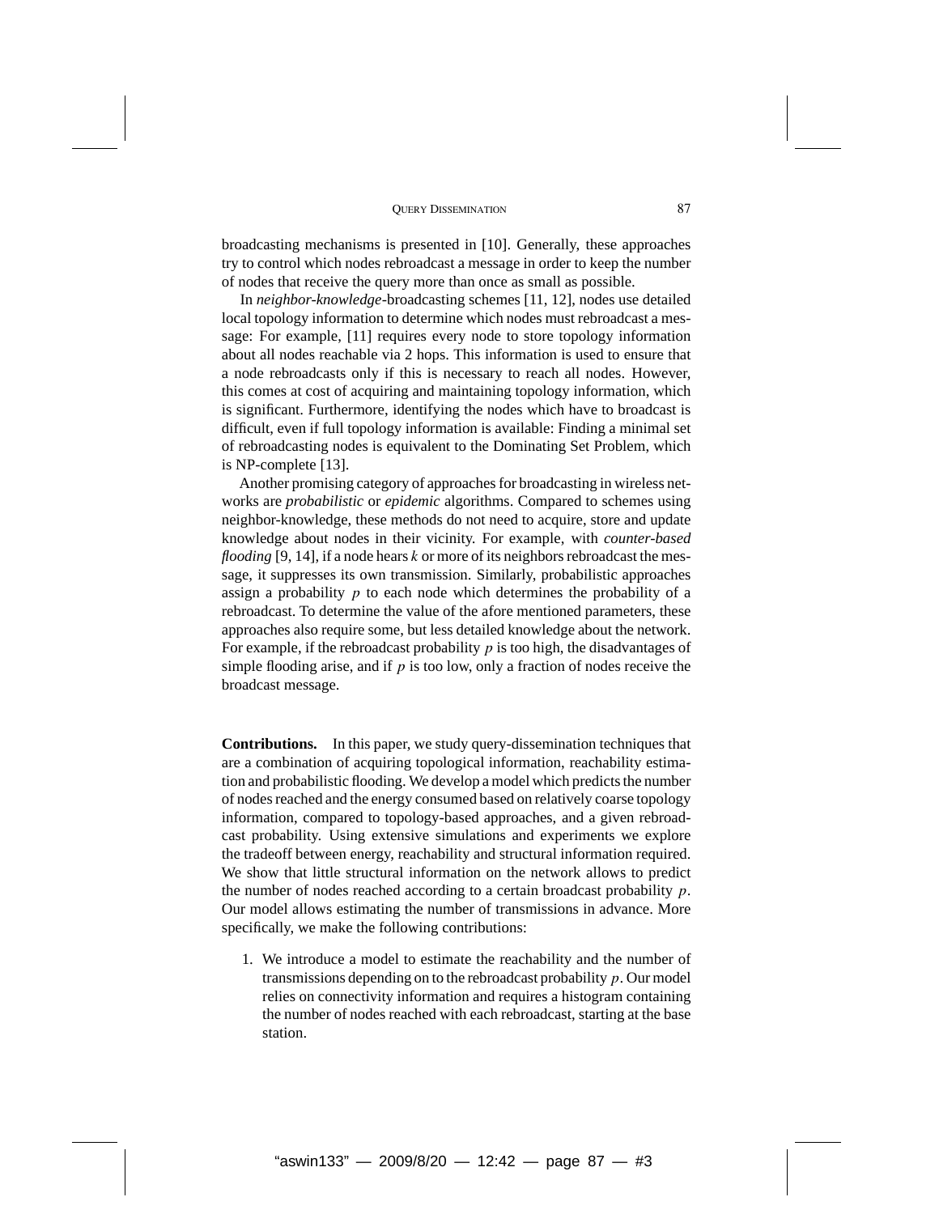broadcasting mechanisms is presented in [10]. Generally, these approaches try to control which nodes rebroadcast a message in order to keep the number of nodes that receive the query more than once as small as possible.

In *neighbor-knowledge*-broadcasting schemes [11, 12], nodes use detailed local topology information to determine which nodes must rebroadcast a message: For example, [11] requires every node to store topology information about all nodes reachable via 2 hops. This information is used to ensure that a node rebroadcasts only if this is necessary to reach all nodes. However, this comes at cost of acquiring and maintaining topology information, which is significant. Furthermore, identifying the nodes which have to broadcast is difficult, even if full topology information is available: Finding a minimal set of rebroadcasting nodes is equivalent to the Dominating Set Problem, which is NP-complete [13].

Another promising category of approaches for broadcasting in wireless networks are *probabilistic* or *epidemic* algorithms. Compared to schemes using neighbor-knowledge, these methods do not need to acquire, store and update knowledge about nodes in their vicinity. For example, with *counter-based flooding* [9, 14], if a node hears $k$ or more of its neighbors rebroadcast the message, it suppresses its own transmission. Similarly, probabilistic approaches assign a probability $p$ to each node which determines the probability of a rebroadcast. To determine the value of the afore mentioned parameters, these approaches also require some, but less detailed knowledge about the network. For example, if the rebroadcast probability $p$ is too high, the disadvantages of simple flooding arise, and if $p$ is too low, only a fraction of nodes receive the broadcast message.

**Contributions.** In this paper, we study query-dissemination techniques that are a combination of acquiring topological information, reachability estimation and probabilistic flooding. We develop a model which predicts the number of nodes reached and the energy consumed based on relatively coarse topology information, compared to topology-based approaches, and a given rebroadcast probability. Using extensive simulations and experiments we explore the tradeoff between energy, reachability and structural information required. We show that little structural information on the network allows to predict the number of nodes reached according to a certain broadcast probability $p$. Our model allows estimating the number of transmissions in advance. More specifically, we make the following contributions:

1. We introduce a model to estimate the reachability and the number of transmissions depending on to the rebroadcast probability $p$. Our model relies on connectivity information and requires a histogram containing the number of nodes reached with each rebroadcast, starting at the base station.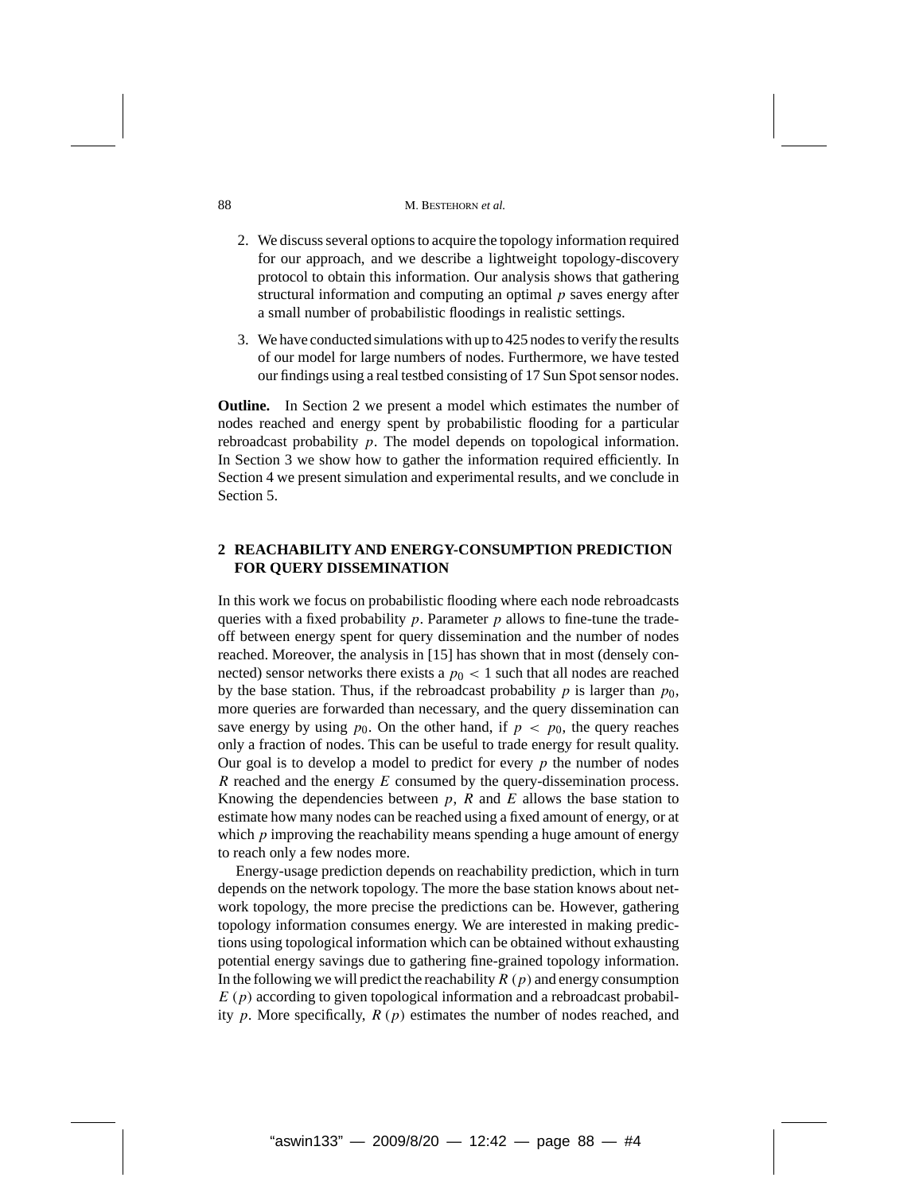2. We discuss several options to acquire the topology information required for our approach, and we describe a lightweight topology-discovery protocol to obtain this information. Our analysis shows that gathering structural information and computing an optimal $p$ saves energy after a small number of probabilistic floodings in realistic settings.

3. We have conducted simulations with up to 425 nodes to verify the results of our model for large numbers of nodes. Furthermore, we have tested our findings using a real testbed consisting of 17 Sun Spot sensor nodes.

**Outline.** In Section 2 we present a model which estimates the number of nodes reached and energy spent by probabilistic flooding for a particular rebroadcast probability $p$. The model depends on topological information. In Section 3 we show how to gather the information required efficiently. In Section 4 we present simulation and experimental results, and we conclude in Section 5.

## 2 REACHABILITY AND ENERGY-CONSUMPTION PREDICTION FOR QUERY DISSEMINATION

In this work we focus on probabilistic flooding where each node rebroadcasts queries with a fixed probability $p$. Parameter $p$ allows to fine-tune the trade-off between energy spent for query dissemination and the number of nodes reached. Moreover, the analysis in [15] has shown that in most (densely connected) sensor networks there exists a $p_0 < 1$ such that all nodes are reached by the base station. Thus, if the rebroadcast probability $p$ is larger than $p_0$, more queries are forwarded than necessary, and the query dissemination can save energy by using $p_0$. On the other hand, if $p < p_0$, the query reaches only a fraction of nodes. This can be useful to trade energy for result quality. Our goal is to develop a model to predict for every $p$ the number of nodes $R$ reached and the energy $E$ consumed by the query-dissemination process. Knowing the dependencies between $p$, $R$ and $E$ allows the base station to estimate how many nodes can be reached using a fixed amount of energy, or at which $p$ improving the reachability means spending a huge amount of energy to reach only a few nodes more.

Energy-usage prediction depends on reachability prediction, which in turn depends on the network topology. The more the base station knows about network topology, the more precise the predictions can be. However, gathering topology information consumes energy. We are interested in making predictions using topological information which can be obtained without exhausting potential energy savings due to gathering fine-grained topology information. In the following we will predict the reachability $R(p)$ and energy consumption $E(p)$ according to given topological information and a rebroadcast probability $p$. More specifically, $R(p)$ estimates the number of nodes reached, and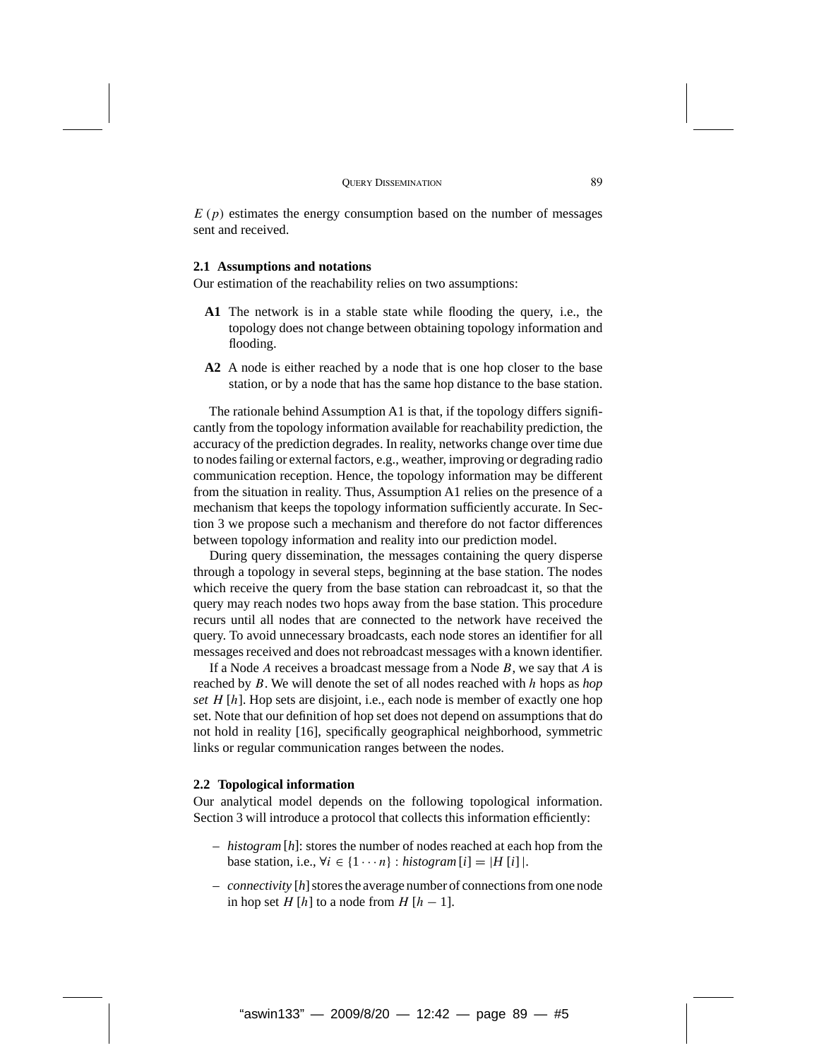$E(p)$ estimates the energy consumption based on the number of messages sent and received.

## 2.1 Assumptions and notations

Our estimation of the reachability relies on two assumptions:

**A1** The network is in a stable state while flooding the query, i.e., the topology does not change between obtaining topology information and flooding.

**A2** A node is either reached by a node that is one hop closer to the base station, or by a node that has the same hop distance to the base station.

The rationale behind Assumption A1 is that, if the topology differs significantly from the topology information available for reachability prediction, the accuracy of the prediction degrades. In reality, networks change over time due to nodes failing or external factors, e.g., weather, improving or degrading radio communication reception. Hence, the topology information may be different from the situation in reality. Thus, Assumption A1 relies on the presence of a mechanism that keeps the topology information sufficiently accurate. In Section 3 we propose such a mechanism and therefore do not factor differences between topology information and reality into our prediction model.

During query dissemination, the messages containing the query disperse through a topology in several steps, beginning at the base station. The nodes which receive the query from the base station can rebroadcast it, so that the query may reach nodes two hops away from the base station. This procedure recurs until all nodes that are connected to the network have received the query. To avoid unnecessary broadcasts, each node stores an identifier for all messages received and does not rebroadcast messages with a known identifier.

If a Node $A$ receives a broadcast message from a Node $B$, we say that $A$ is reached by $B$. We will denote the set of all nodes reached with $h$ hops as *hop set* $H[h]$. Hop sets are disjoint, i.e., each node is member of exactly one hop set. Note that our definition of hop set does not depend on assumptions that do not hold in reality [16], specifically geographical neighborhood, symmetric links or regular communication ranges between the nodes.

## 2.2 Topological information

Our analytical model depends on the following topological information. Section 3 will introduce a protocol that collects this information efficiently:

- *histogram* $[h]$: stores the number of nodes reached at each hop from the base station, i.e., $\forall i \in \{1 \cdots n\} : \textit{histogram}[i] = |H[i]|$.
- *connectivity* $[h]$ stores the average number of connections from one node in hop set $H[h]$ to a node from $H[h-1]$.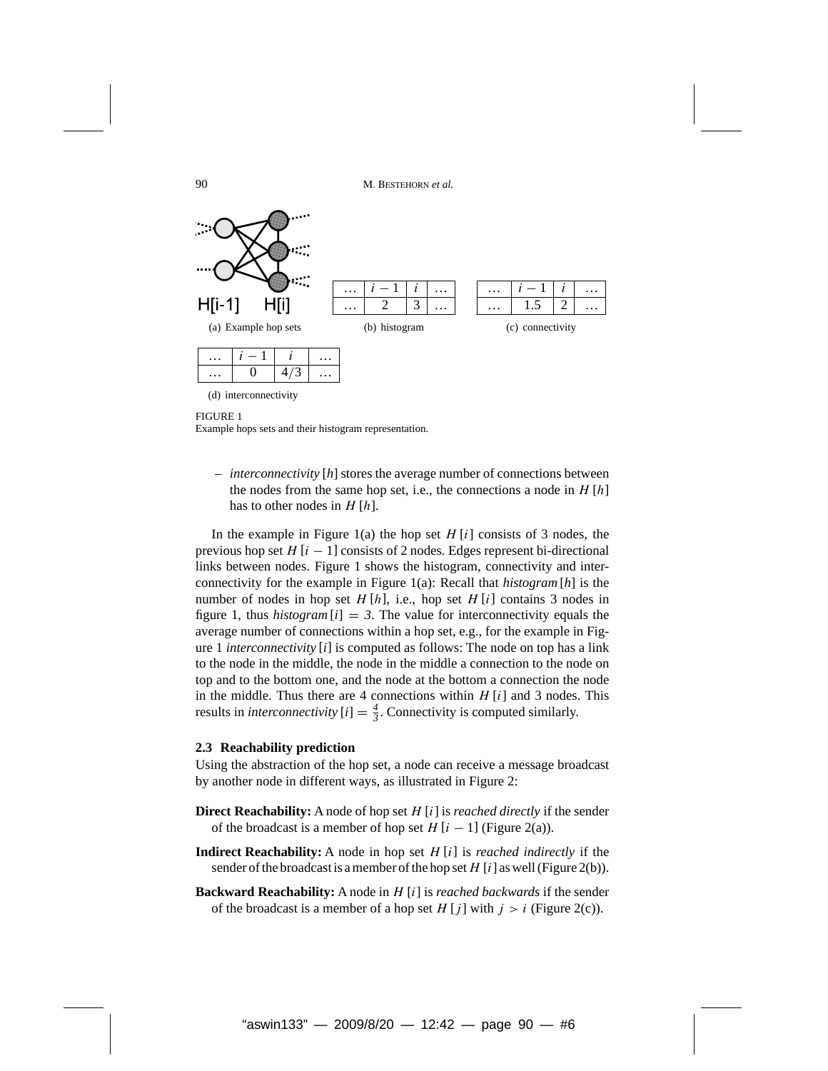| … | $H[i-1]$ | $H[i]$ | … |
|---|---|---|---|

(a) Example hop sets

| … | $i-1$ | $i$ | … |
|---|---|---|---|
| … | 2 | 3 | … |

(b) histogram

| … | $i-1$ | $i$ | … |
|---|---|---|---|
| … | 1.5 | 2 | … |

(c) connectivity

| … | $i-1$ | $i$ | … |
|---|---|---|---|
| … | 0 | 4/3 | … |

(d) interconnectivity

FIGURE 1
Example hops sets and their histogram representation.

– *interconnectivity* $[h]$ stores the average number of connections between the nodes from the same hop set, i.e., the connections a node in $H[h]$ has to other nodes in $H[h]$.

In the example in Figure 1(a) the hop set $H[i]$ consists of 3 nodes, the previous hop set $H[i-1]$ consists of 2 nodes. Edges represent bi-directional links between nodes. Figure 1 shows the histogram, connectivity and interconnectivity for the example in Figure 1(a): Recall that *histogram* $[h]$ is the number of nodes in hop set $H[h]$, i.e., hop set $H[i]$ contains 3 nodes in figure 1, thus *histogram* $[i] = 3$. The value for interconnectivity equals the average number of connections within a hop set, e.g., for the example in Figure 1 *interconnectivity* $[i]$ is computed as follows: The node on top has a link to the node in the middle, the node in the middle a connection to the node on top and to the bottom one, and the node at the bottom a connection the node in the middle. Thus there are 4 connections within $H[i]$ and 3 nodes. This results in *interconnectivity* $[i] = \frac{4}{3}$. Connectivity is computed similarly.

### 2.3 Reachability prediction

Using the abstraction of the hop set, a node can receive a message broadcast by another node in different ways, as illustrated in Figure 2:

**Direct Reachability:** A node of hop set $H[i]$ is *reached directly* if the sender of the broadcast is a member of hop set $H[i-1]$ (Figure 2(a)).

**Indirect Reachability:** A node in hop set $H[i]$ is *reached indirectly* if the sender of the broadcast is a member of the hop set $H[i]$ as well (Figure 2(b)).

**Backward Reachability:** A node in $H[i]$ is *reached backwards* if the sender of the broadcast is a member of a hop set $H[j]$ with $j > i$ (Figure 2(c)).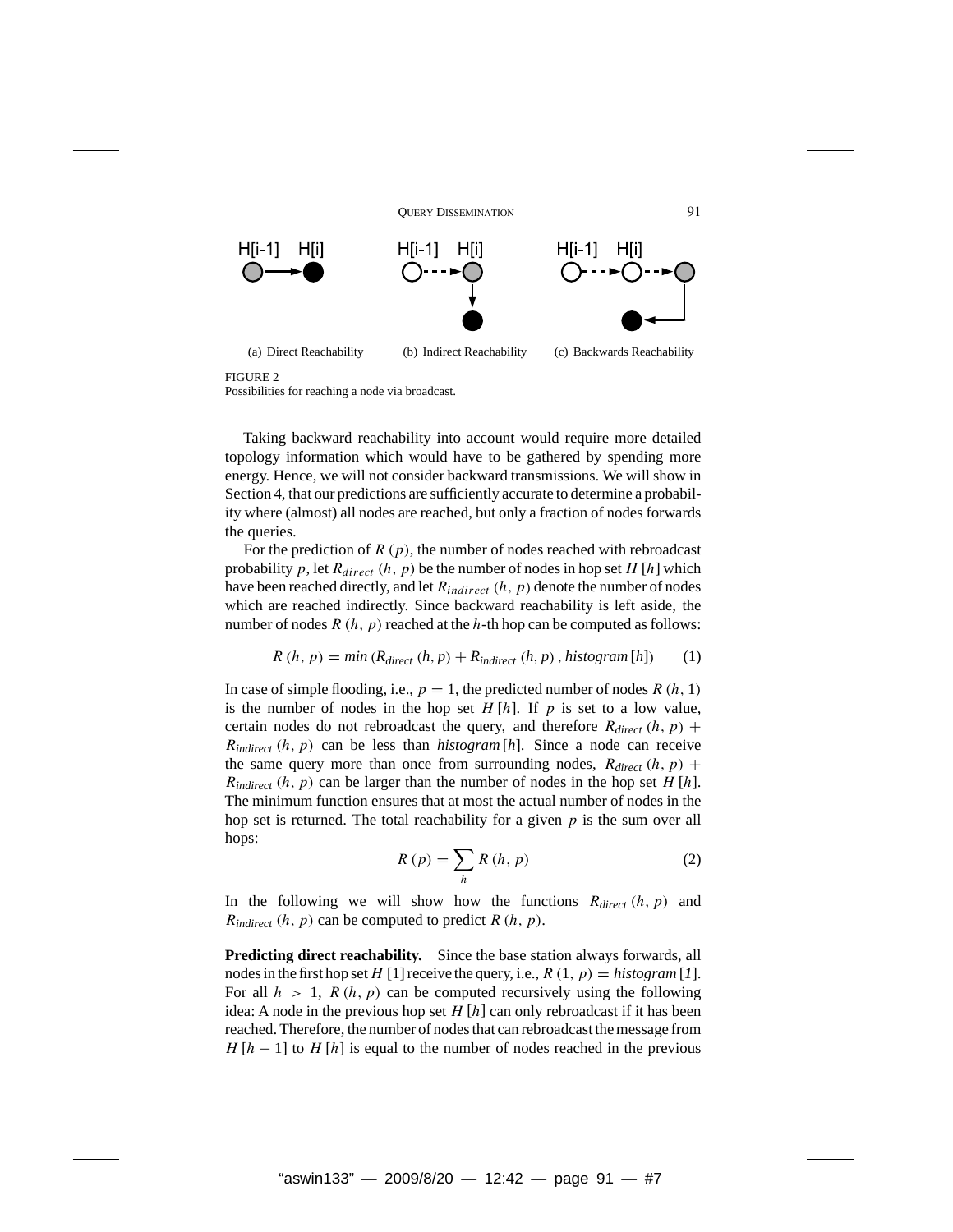(a) Direct Reachability (b) Indirect Reachability (c) Backwards Reachability

FIGURE 2
Possibilities for reaching a node via broadcast.

Taking backward reachability into account would require more detailed topology information which would have to be gathered by spending more energy. Hence, we will not consider backward transmissions. We will show in Section 4, that our predictions are sufficiently accurate to determine a probability where (almost) all nodes are reached, but only a fraction of nodes forwards the queries.

For the prediction of $R(p)$, the number of nodes reached with rebroadcast probability $p$, let $R_{direct}(h, p)$ be the number of nodes in hop set $H[h]$ which have been reached directly, and let $R_{indirect}(h, p)$ denote the number of nodes which are reached indirectly. Since backward reachability is left aside, the number of nodes $R(h, p)$ reached at the $h$-th hop can be computed as follows:

$$R(h, p) = min(R_{direct}(h, p) + R_{indirect}(h, p), histogram[h]) \quad (1)$$

In case of simple flooding, i.e., $p = 1$, the predicted number of nodes $R(h, 1)$ is the number of nodes in the hop set $H[h]$. If $p$ is set to a low value, certain nodes do not rebroadcast the query, and therefore $R_{direct}(h, p) + R_{indirect}(h, p)$ can be less than $histogram[h]$. Since a node can receive the same query more than once from surrounding nodes, $R_{direct}(h, p) + R_{indirect}(h, p)$ can be larger than the number of nodes in the hop set $H[h]$. The minimum function ensures that at most the actual number of nodes in the hop set is returned. The total reachability for a given $p$ is the sum over all hops:

$$R(p) = \sum_{h} R(h, p) \quad (2)$$

In the following we will show how the functions $R_{direct}(h, p)$ and $R_{indirect}(h, p)$ can be computed to predict $R(h, p)$.

**Predicting direct reachability.** Since the base station always forwards, all nodes in the first hop set $H[1]$ receive the query, i.e., $R(1, p) = histogram[1]$. For all $h > 1$, $R(h, p)$ can be computed recursively using the following idea: A node in the previous hop set $H[h]$ can only rebroadcast if it has been reached. Therefore, the number of nodes that can rebroadcast the message from $H[h-1]$ to $H[h]$ is equal to the number of nodes reached in the previous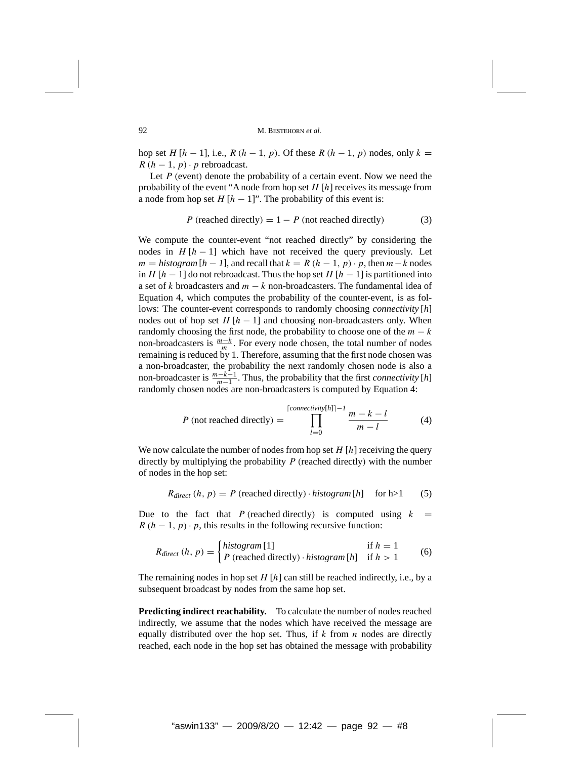hop set $H[h-1]$, i.e., $R(h-1, p)$. Of these $R(h-1, p)$ nodes, only $k = R(h-1, p) \cdot p$ rebroadcast.

Let $P(\text{event})$ denote the probability of a certain event. Now we need the probability of the event "A node from hop set $H[h]$ receives its message from a node from hop set $H[h-1]$". The probability of this event is:

$$P(\text{reached directly}) = 1 - P(\text{not reached directly}) \tag{3}$$

We compute the counter-event "not reached directly" by considering the nodes in $H[h-1]$ which have not received the query previously. Let $m = \mathit{histogram}[h-1]$, and recall that $k = R(h-1, p) \cdot p$, then $m-k$ nodes in $H[h-1]$ do not rebroadcast. Thus the hop set $H[h-1]$ is partitioned into a set of $k$ broadcasters and $m-k$ non-broadcasters. The fundamental idea of Equation 4, which computes the probability of the counter-event, is as follows: The counter-event corresponds to randomly choosing *connectivity* $[h]$ nodes out of hop set $H[h-1]$ and choosing non-broadcasters only. When randomly choosing the first node, the probability to choose one of the $m-k$ non-broadcasters is $\frac{m-k}{m}$. For every node chosen, the total number of nodes remaining is reduced by 1. Therefore, assuming that the first node chosen was a non-broadcaster, the probability the next randomly chosen node is also a non-broadcaster is $\frac{m-k-1}{m-1}$. Thus, the probability that the first *connectivity* $[h]$ randomly chosen nodes are non-broadcasters is computed by Equation 4:

$$P(\text{not reached directly}) = \prod_{l=0}^{\lceil \mathit{connectivity}[h] \rceil - 1} \frac{m-k-l}{m-l} \tag{4}$$

We now calculate the number of nodes from hop set $H[h]$ receiving the query directly by multiplying the probability $P(\text{reached directly})$ with the number of nodes in the hop set:

$$R_{direct}(h, p) = P(\text{reached directly}) \cdot \mathit{histogram}[h] \quad \text{for h>1} \tag{5}$$

Due to the fact that $P(\text{reached directly})$ is computed using $k = R(h-1, p) \cdot p$, this results in the following recursive function:

$$R_{direct}(h, p) = \begin{cases} \mathit{histogram}[1] & \text{if } h = 1 \\ P(\text{reached directly}) \cdot \mathit{histogram}[h] & \text{if } h > 1 \end{cases} \tag{6}$$

The remaining nodes in hop set $H[h]$ can still be reached indirectly, i.e., by a subsequent broadcast by nodes from the same hop set.

**Predicting indirect reachability.** To calculate the number of nodes reached indirectly, we assume that the nodes which have received the message are equally distributed over the hop set. Thus, if $k$ from $n$ nodes are directly reached, each node in the hop set has obtained the message with probability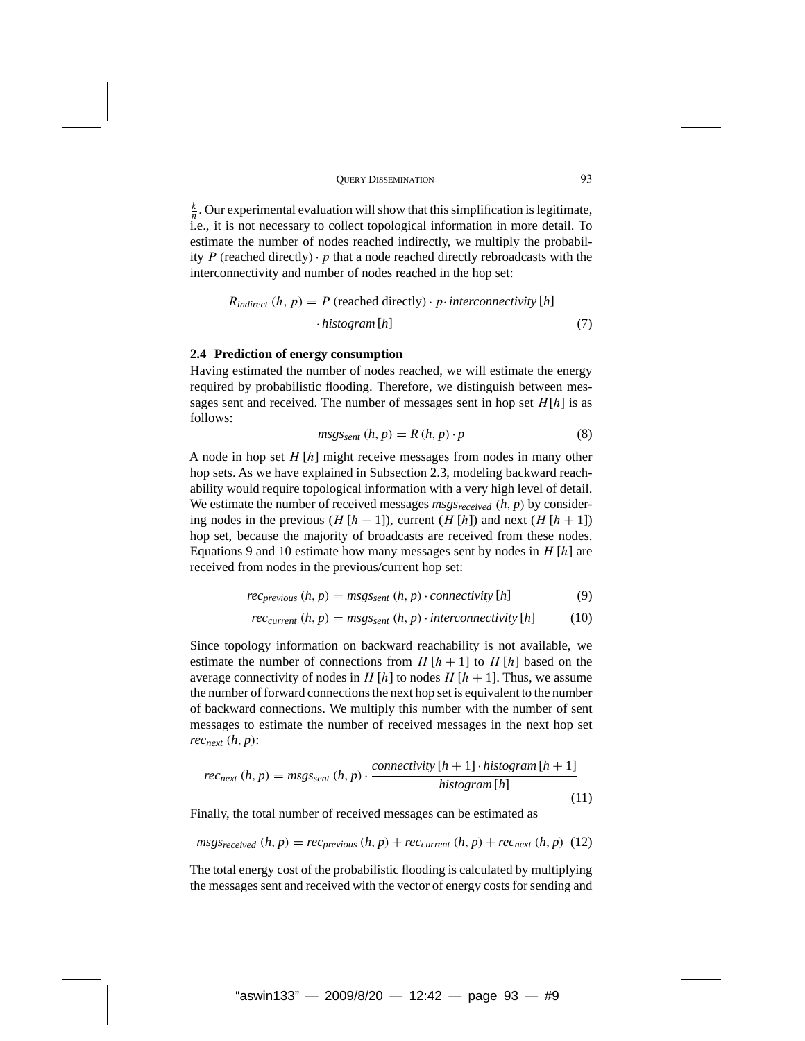$\frac{k}{n}$. Our experimental evaluation will show that this simplification is legitimate, i.e., it is not necessary to collect topological information in more detail. To estimate the number of nodes reached indirectly, we multiply the probability $P$ (reached directly) $\cdot\, p$ that a node reached directly rebroadcasts with the interconnectivity and number of nodes reached in the hop set:

$$R_{indirect}\,(h,\,p) = P\,(\text{reached directly}) \cdot p \cdot \textit{interconnectivity}\,[h] \cdot \textit{histogram}\,[h] \tag{7}$$

### 2.4 Prediction of energy consumption

Having estimated the number of nodes reached, we will estimate the energy required by probabilistic flooding. Therefore, we distinguish between messages sent and received. The number of messages sent in hop set $H[h]$ is as follows:

$$msgs_{sent}\,(h,p) = R\,(h,p) \cdot p \tag{8}$$

A node in hop set $H\,[h]$ might receive messages from nodes in many other hop sets. As we have explained in Subsection 2.3, modeling backward reachability would require topological information with a very high level of detail. We estimate the number of received messages $msgs_{received}\,(h,p)$ by considering nodes in the previous ($H\,[h-1]$), current ($H\,[h]$) and next ($H\,[h+1]$) hop set, because the majority of broadcasts are received from these nodes. Equations 9 and 10 estimate how many messages sent by nodes in $H\,[h]$ are received from nodes in the previous/current hop set:

$$rec_{previous}\,(h,p) = msgs_{sent}\,(h,p) \cdot \textit{connectivity}\,[h] \tag{9}$$

$$rec_{current}\,(h,p) = msgs_{sent}\,(h,p) \cdot \textit{interconnectivity}\,[h] \tag{10}$$

Since topology information on backward reachability is not available, we estimate the number of connections from $H\,[h+1]$ to $H\,[h]$ based on the average connectivity of nodes in $H\,[h]$ to nodes $H\,[h+1]$. Thus, we assume the number of forward connections the next hop set is equivalent to the number of backward connections. We multiply this number with the number of sent messages to estimate the number of received messages in the next hop set $rec_{next}\,(h,p)$:

$$rec_{next}\,(h,p) = msgs_{sent}\,(h,p) \cdot \frac{\textit{connectivity}\,[h+1] \cdot \textit{histogram}\,[h+1]}{\textit{histogram}\,[h]} \tag{11}$$

Finally, the total number of received messages can be estimated as

$$msgs_{received}\,(h,p) = rec_{previous}\,(h,p) + rec_{current}\,(h,p) + rec_{next}\,(h,p) \tag{12}$$

The total energy cost of the probabilistic flooding is calculated by multiplying the messages sent and received with the vector of energy costs for sending and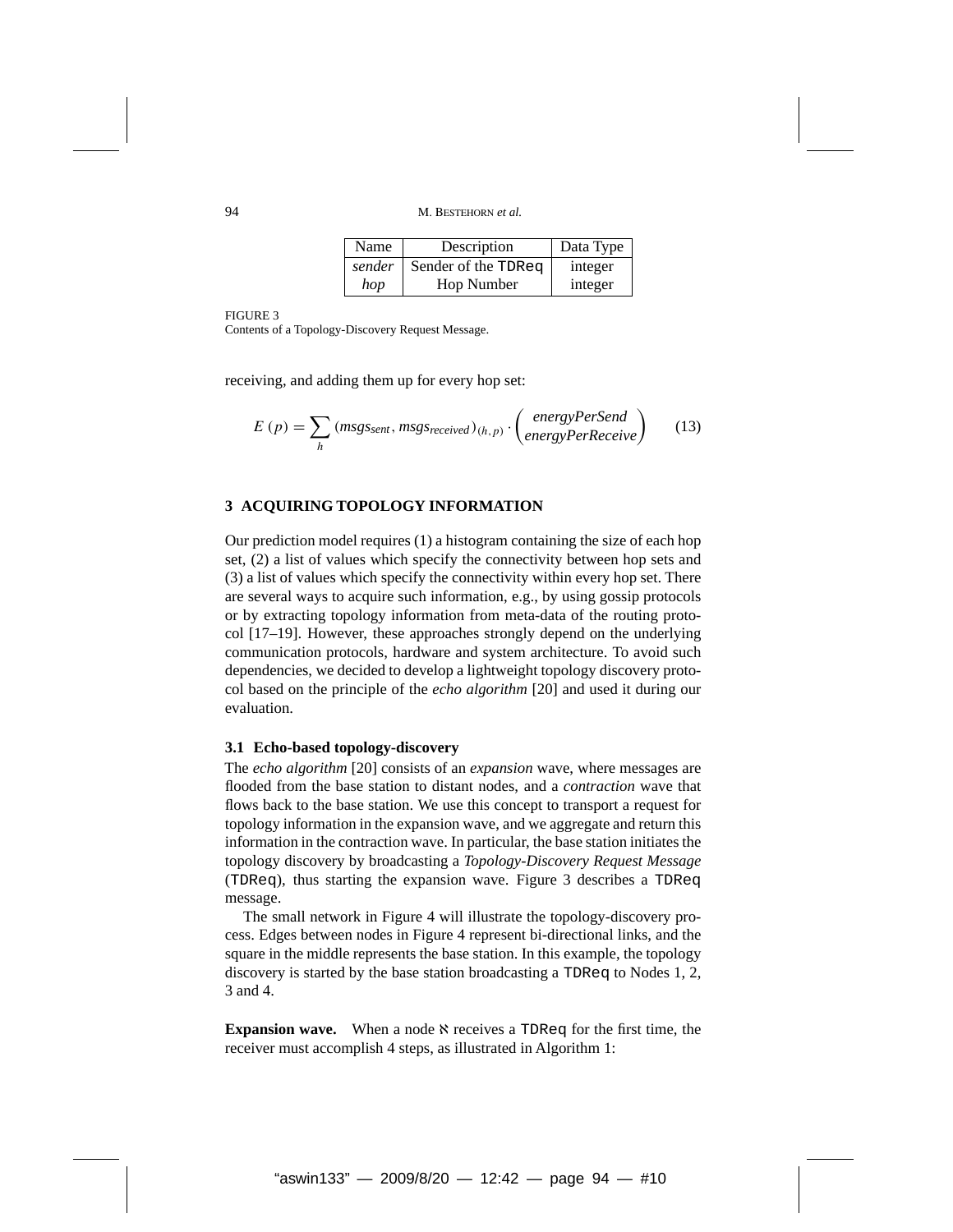| Name | Description | Data Type |
|---|---|---|
| *sender* | Sender of the `TDReq` | integer |
| *hop* | Hop Number | integer |

FIGURE 3
Contents of a Topology-Discovery Request Message.

receiving, and adding them up for every hop set:

$$E\,(p) = \sum_{h} (msgs_{sent}, msgs_{received})_{(h,p)} \cdot \begin{pmatrix} energyPerSend \\ energyPerReceive \end{pmatrix} \tag{13}$$

## 3 ACQUIRING TOPOLOGY INFORMATION

Our prediction model requires (1) a histogram containing the size of each hop set, (2) a list of values which specify the connectivity between hop sets and (3) a list of values which specify the connectivity within every hop set. There are several ways to acquire such information, e.g., by using gossip protocols or by extracting topology information from meta-data of the routing protocol [17–19]. However, these approaches strongly depend on the underlying communication protocols, hardware and system architecture. To avoid such dependencies, we decided to develop a lightweight topology discovery protocol based on the principle of the *echo algorithm* [20] and used it during our evaluation.

### 3.1 Echo-based topology-discovery

The *echo algorithm* [20] consists of an *expansion* wave, where messages are flooded from the base station to distant nodes, and a *contraction* wave that flows back to the base station. We use this concept to transport a request for topology information in the expansion wave, and we aggregate and return this information in the contraction wave. In particular, the base station initiates the topology discovery by broadcasting a *Topology-Discovery Request Message* (`TDReq`), thus starting the expansion wave. Figure 3 describes a `TDReq` message.

The small network in Figure 4 will illustrate the topology-discovery process. Edges between nodes in Figure 4 represent bi-directional links, and the square in the middle represents the base station. In this example, the topology discovery is started by the base station broadcasting a `TDReq` to Nodes 1, 2, 3 and 4.

**Expansion wave.** When a node $\aleph$ receives a `TDReq` for the first time, the receiver must accomplish 4 steps, as illustrated in Algorithm 1: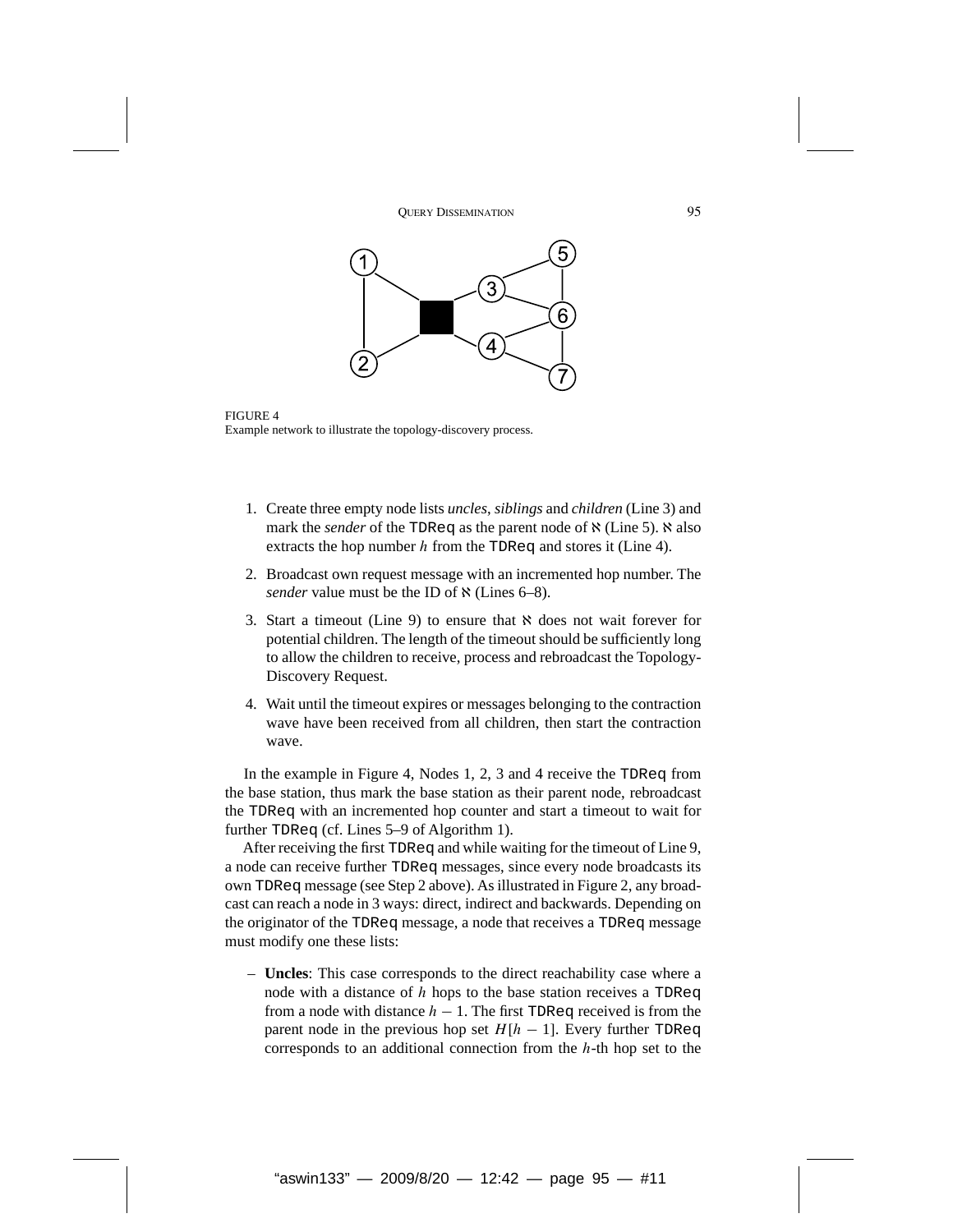FIGURE 4
Example network to illustrate the topology-discovery process.

1. Create three empty node lists *uncles*, *siblings* and *children* (Line 3) and mark the *sender* of the TDReq as the parent node of $\aleph$ (Line 5). $\aleph$ also extracts the hop number $h$ from the TDReq and stores it (Line 4).
2. Broadcast own request message with an incremented hop number. The *sender* value must be the ID of $\aleph$ (Lines 6–8).
3. Start a timeout (Line 9) to ensure that $\aleph$ does not wait forever for potential children. The length of the timeout should be sufficiently long to allow the children to receive, process and rebroadcast the Topology-Discovery Request.
4. Wait until the timeout expires or messages belonging to the contraction wave have been received from all children, then start the contraction wave.

In the example in Figure 4, Nodes 1, 2, 3 and 4 receive the TDReq from the base station, thus mark the base station as their parent node, rebroadcast the TDReq with an incremented hop counter and start a timeout to wait for further TDReq (cf. Lines 5–9 of Algorithm 1).

After receiving the first TDReq and while waiting for the timeout of Line 9, a node can receive further TDReq messages, since every node broadcasts its own TDReq message (see Step 2 above). As illustrated in Figure 2, any broadcast can reach a node in 3 ways: direct, indirect and backwards. Depending on the originator of the TDReq message, a node that receives a TDReq message must modify one these lists:

– **Uncles**: This case corresponds to the direct reachability case where a node with a distance of $h$ hops to the base station receives a TDReq from a node with distance $h - 1$. The first TDReq received is from the parent node in the previous hop set $H[h - 1]$. Every further TDReq corresponds to an additional connection from the $h$-th hop set to the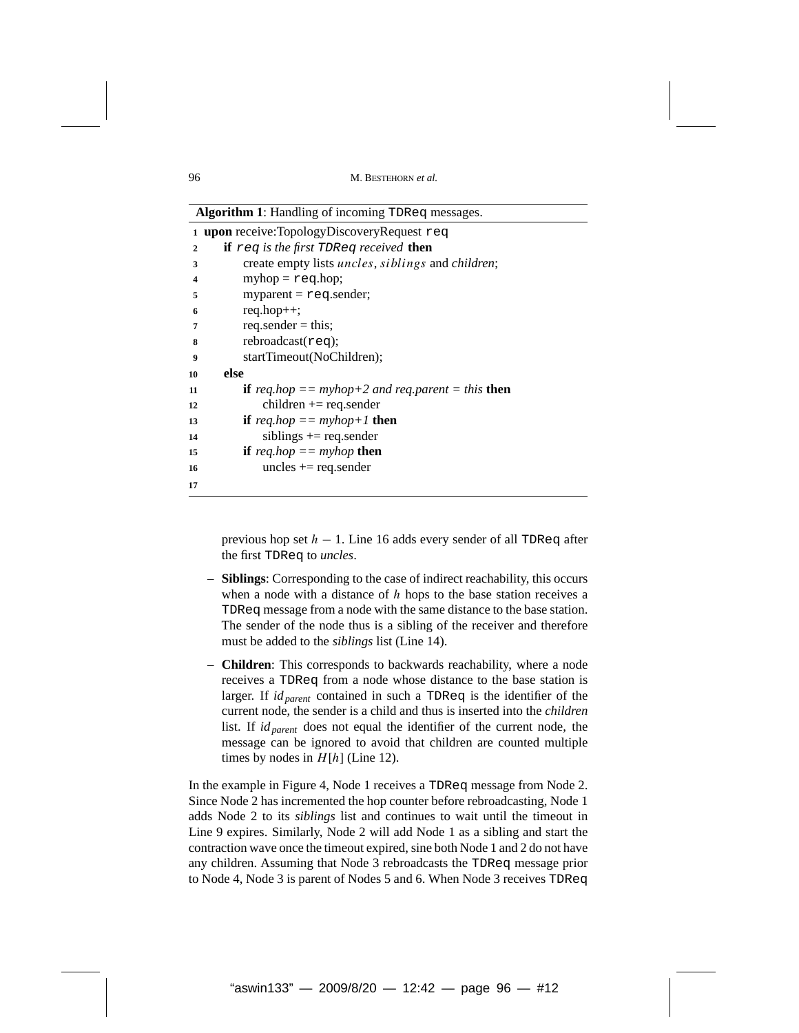**Algorithm 1**: Handling of incoming `TDReq` messages.

```
1  upon receive:TopologyDiscoveryRequest req
2      if req is the first TDReq received then
3          create empty lists uncles, siblings and children;
4          myhop = req.hop;
5          myparent = req.sender;
6          req.hop++;
7          req.sender = this;
8          rebroadcast(req);
9          startTimeout(NoChildren);
10     else
11         if req.hop == myhop+2 and req.parent = this then
12             children += req.sender
13         if req.hop == myhop+1 then
14             siblings += req.sender
15         if req.hop == myhop then
16             uncles += req.sender
17
```

previous hop set $h - 1$. Line 16 adds every sender of all `TDReq` after the first `TDReq` to *uncles*.

- **Siblings**: Corresponding to the case of indirect reachability, this occurs when a node with a distance of $h$ hops to the base station receives a `TDReq` message from a node with the same distance to the base station. The sender of the node thus is a sibling of the receiver and therefore must be added to the *siblings* list (Line 14).
- **Children**: This corresponds to backwards reachability, where a node receives a `TDReq` from a node whose distance to the base station is larger. If $id_{parent}$ contained in such a `TDReq` is the identifier of the current node, the sender is a child and thus is inserted into the *children* list. If $id_{parent}$ does not equal the identifier of the current node, the message can be ignored to avoid that children are counted multiple times by nodes in $H[h]$ (Line 12).

In the example in Figure 4, Node 1 receives a `TDReq` message from Node 2. Since Node 2 has incremented the hop counter before rebroadcasting, Node 1 adds Node 2 to its *siblings* list and continues to wait until the timeout in Line 9 expires. Similarly, Node 2 will add Node 1 as a sibling and start the contraction wave once the timeout expired, sine both Node 1 and 2 do not have any children. Assuming that Node 3 rebroadcasts the `TDReq` message prior to Node 4, Node 3 is parent of Nodes 5 and 6. When Node 3 receives `TDReq`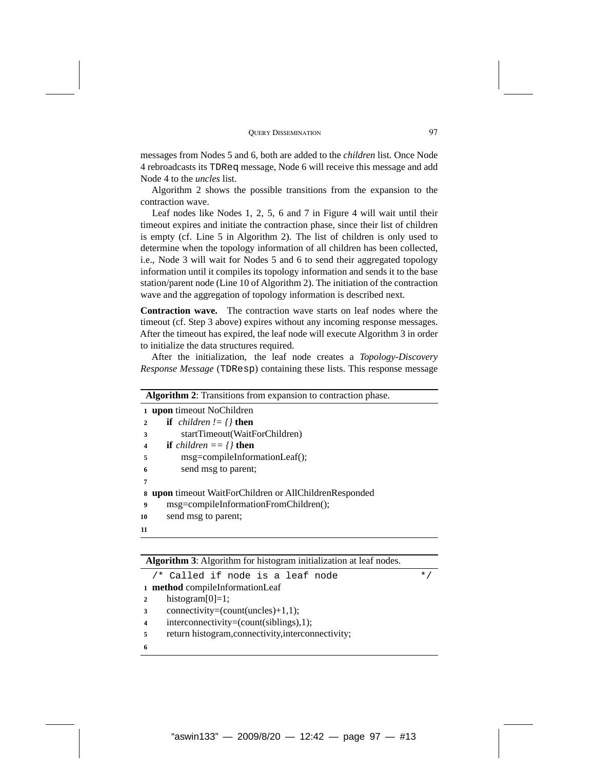messages from Nodes 5 and 6, both are added to the *children* list. Once Node 4 rebroadcasts its `TDReq` message, Node 6 will receive this message and add Node 4 to the *uncles* list.

Algorithm 2 shows the possible transitions from the expansion to the contraction wave.

Leaf nodes like Nodes 1, 2, 5, 6 and 7 in Figure 4 will wait until their timeout expires and initiate the contraction phase, since their list of children is empty (cf. Line 5 in Algorithm 2). The list of children is only used to determine when the topology information of all children has been collected, i.e., Node 3 will wait for Nodes 5 and 6 to send their aggregated topology information until it compiles its topology information and sends it to the base station/parent node (Line 10 of Algorithm 2). The initiation of the contraction wave and the aggregation of topology information is described next.

**Contraction wave.** The contraction wave starts on leaf nodes where the timeout (cf. Step 3 above) expires without any incoming response messages. After the timeout has expired, the leaf node will execute Algorithm 3 in order to initialize the data structures required.

After the initialization, the leaf node creates a *Topology-Discovery Response Message* (`TDResp`) containing these lists. This response message

**Algorithm 2**: Transitions from expansion to contraction phase.

```
1  upon timeout NoChildren
2      if children != {} then
3          startTimeout(WaitForChildren)
4      if children == {} then
5          msg=compileInformationLeaf();
6          send msg to parent;
7
8  upon timeout WaitForChildren or AllChildrenResponded
9      msg=compileInformationFromChildren();
10     send msg to parent;
11
```

**Algorithm 3**: Algorithm for histogram initialization at leaf nodes.

```
   /* Called if node is a leaf node                    */
1  method compileInformationLeaf
2      histogram[0]=1;
3      connectivity=(count(uncles)+1,1);
4      interconnectivity=(count(siblings),1);
5      return histogram,connectivity,interconnectivity;
6
```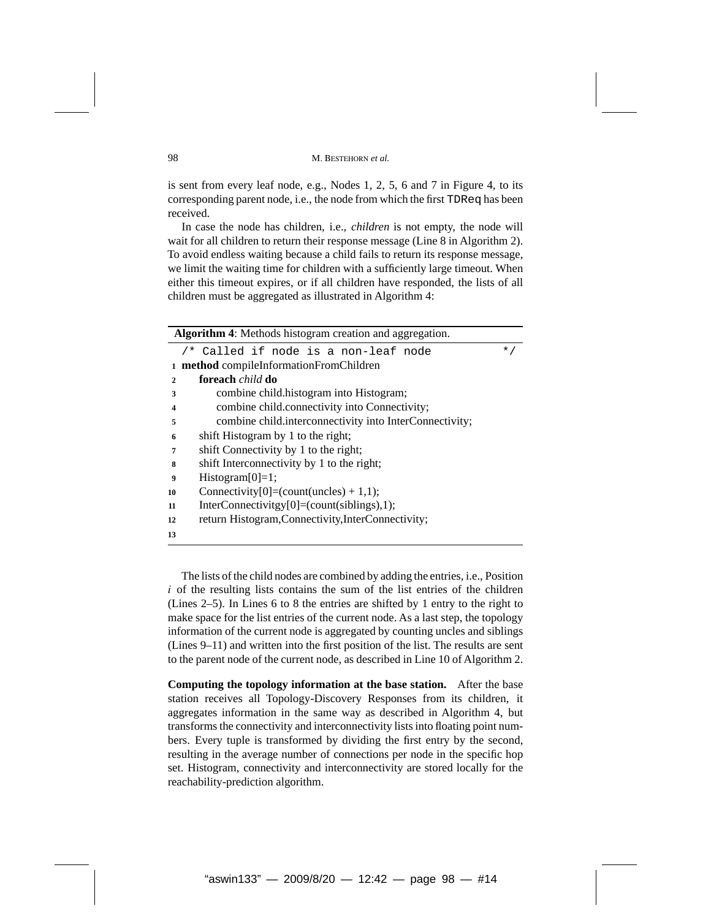is sent from every leaf node, e.g., Nodes 1, 2, 5, 6 and 7 in Figure 4, to its corresponding parent node, i.e., the node from which the first `TDReq` has been received.

In case the node has children, i.e., *children* is not empty, the node will wait for all children to return their response message (Line 8 in Algorithm 2). To avoid endless waiting because a child fails to return its response message, we limit the waiting time for children with a sufficiently large timeout. When either this timeout expires, or if all children have responded, the lists of all children must be aggregated as illustrated in Algorithm 4:

**Algorithm 4**: Methods histogram creation and aggregation.

```
   /* Called if node is a non-leaf node                          */
1  method compileInformationFromChildren
2      foreach child do
3          combine child.histogram into Histogram;
4          combine child.connectivity into Connectivity;
5          combine child.interconnectivity into InterConnectivity;
6      shift Histogram by 1 to the right;
7      shift Connectivity by 1 to the right;
8      shift Interconnectivity by 1 to the right;
9      Histogram[0]=1;
10     Connectivity[0]=(count(uncles) + 1,1);
11     InterConnectivitgy[0]=(count(siblings),1);
12     return Histogram,Connectivity,InterConnectivity;
13
```

The lists of the child nodes are combined by adding the entries, i.e., Position $i$ of the resulting lists contains the sum of the list entries of the children (Lines 2–5). In Lines 6 to 8 the entries are shifted by 1 entry to the right to make space for the list entries of the current node. As a last step, the topology information of the current node is aggregated by counting uncles and siblings (Lines 9–11) and written into the first position of the list. The results are sent to the parent node of the current node, as described in Line 10 of Algorithm 2.

**Computing the topology information at the base station.** After the base station receives all Topology-Discovery Responses from its children, it aggregates information in the same way as described in Algorithm 4, but transforms the connectivity and interconnectivity lists into floating point numbers. Every tuple is transformed by dividing the first entry by the second, resulting in the average number of connections per node in the specific hop set. Histogram, connectivity and interconnectivity are stored locally for the reachability-prediction algorithm.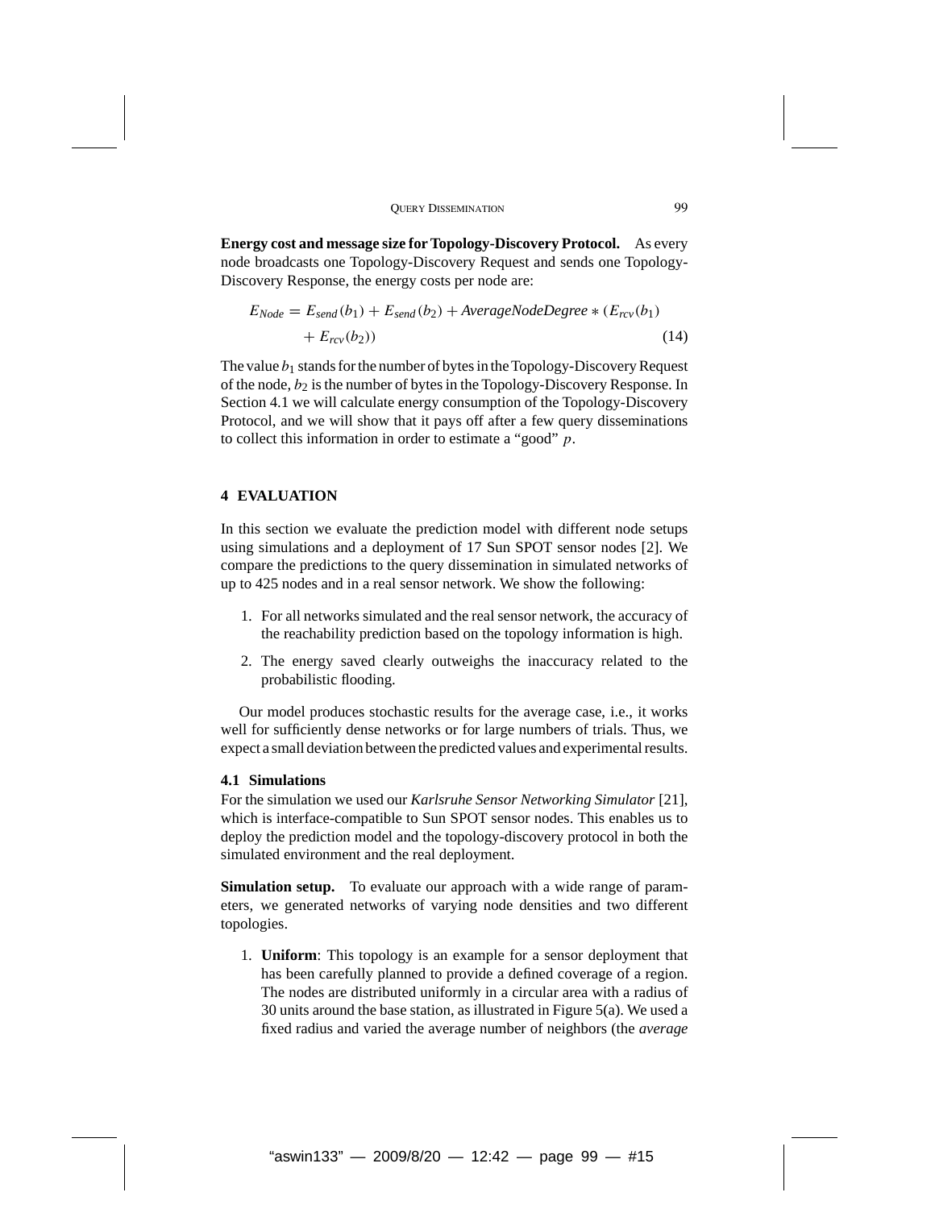**Energy cost and message size for Topology-Discovery Protocol.** As every node broadcasts one Topology-Discovery Request and sends one Topology-Discovery Response, the energy costs per node are:

$$E_{Node} = E_{send}(b_1) + E_{send}(b_2) + AverageNodeDegree * (E_{rcv}(b_1) + E_{rcv}(b_2)) \tag{14}$$

The value $b_1$ stands for the number of bytes in the Topology-Discovery Request of the node, $b_2$ is the number of bytes in the Topology-Discovery Response. In Section 4.1 we will calculate energy consumption of the Topology-Discovery Protocol, and we will show that it pays off after a few query disseminations to collect this information in order to estimate a "good" $p$.

## 4 EVALUATION

In this section we evaluate the prediction model with different node setups using simulations and a deployment of 17 Sun SPOT sensor nodes [2]. We compare the predictions to the query dissemination in simulated networks of up to 425 nodes and in a real sensor network. We show the following:

1. For all networks simulated and the real sensor network, the accuracy of the reachability prediction based on the topology information is high.
2. The energy saved clearly outweighs the inaccuracy related to the probabilistic flooding.

Our model produces stochastic results for the average case, i.e., it works well for sufficiently dense networks or for large numbers of trials. Thus, we expect a small deviation between the predicted values and experimental results.

### 4.1 Simulations

For the simulation we used our *Karlsruhe Sensor Networking Simulator* [21], which is interface-compatible to Sun SPOT sensor nodes. This enables us to deploy the prediction model and the topology-discovery protocol in both the simulated environment and the real deployment.

**Simulation setup.** To evaluate our approach with a wide range of parameters, we generated networks of varying node densities and two different topologies.

1. **Uniform**: This topology is an example for a sensor deployment that has been carefully planned to provide a defined coverage of a region. The nodes are distributed uniformly in a circular area with a radius of 30 units around the base station, as illustrated in Figure 5(a). We used a fixed radius and varied the average number of neighbors (the *average*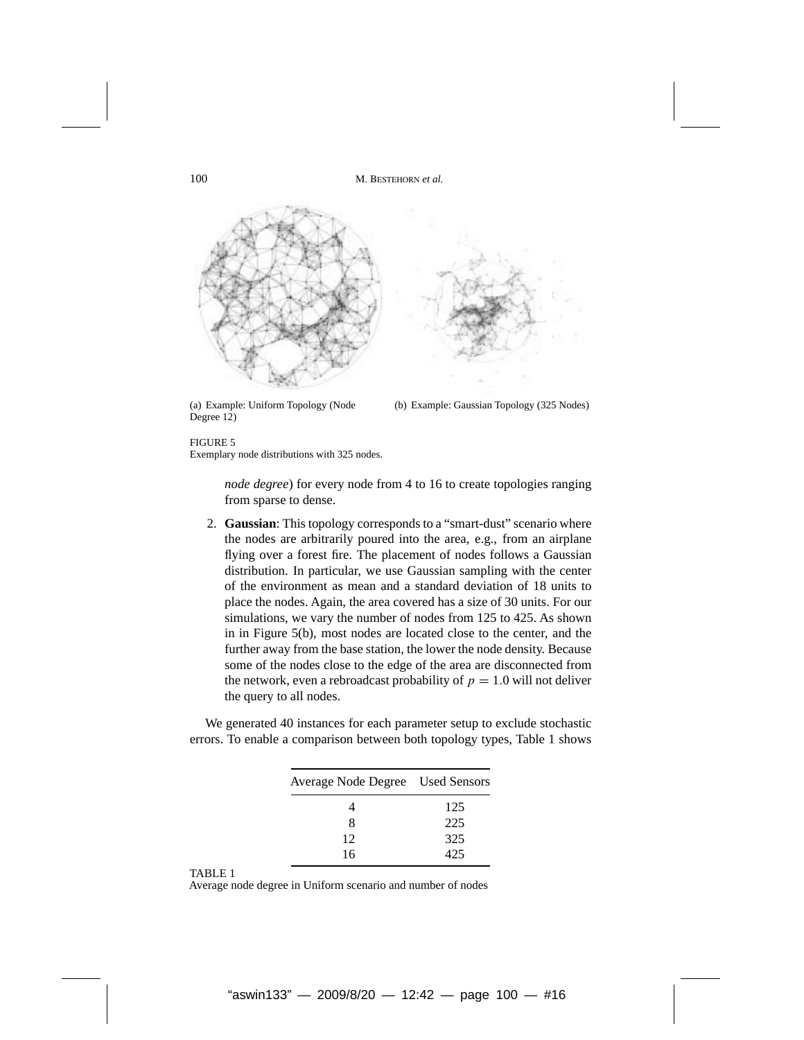(a) Example: Uniform Topology (Node Degree 12)

(b) Example: Gaussian Topology (325 Nodes)

FIGURE 5
Exemplary node distributions with 325 nodes.

*node degree*) for every node from 4 to 16 to create topologies ranging from sparse to dense.

2. **Gaussian**: This topology corresponds to a "smart-dust" scenario where the nodes are arbitrarily poured into the area, e.g., from an airplane flying over a forest fire. The placement of nodes follows a Gaussian distribution. In particular, we use Gaussian sampling with the center of the environment as mean and a standard deviation of 18 units to place the nodes. Again, the area covered has a size of 30 units. For our simulations, we vary the number of nodes from 125 to 425. As shown in in Figure 5(b), most nodes are located close to the center, and the further away from the base station, the lower the node density. Because some of the nodes close to the edge of the area are disconnected from the network, even a rebroadcast probability of $p = 1.0$ will not deliver the query to all nodes.

We generated 40 instances for each parameter setup to exclude stochastic errors. To enable a comparison between both topology types, Table 1 shows

| Average Node Degree | Used Sensors |
|---|---|
| 4 | 125 |
| 8 | 225 |
| 12 | 325 |
| 16 | 425 |

TABLE 1
Average node degree in Uniform scenario and number of nodes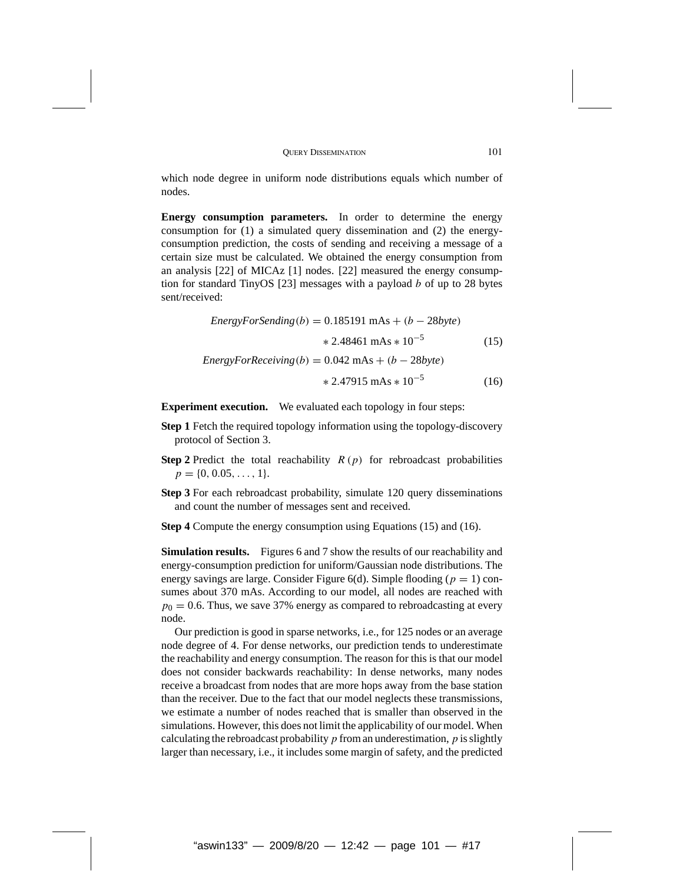which node degree in uniform node distributions equals which number of nodes.

**Energy consumption parameters.** In order to determine the energy consumption for (1) a simulated query dissemination and (2) the energy-consumption prediction, the costs of sending and receiving a message of a certain size must be calculated. We obtained the energy consumption from an analysis [22] of MICAz [1] nodes. [22] measured the energy consumption for standard TinyOS [23] messages with a payload $b$ of up to 28 bytes sent/received:

$$\begin{aligned} \mathit{EnergyForSending}(b) &= 0.185191 \text{ mAs} + (b - 28\mathit{byte}) \\ &\quad * 2.48461 \text{ mAs} * 10^{-5} \end{aligned} \tag{15}$$

$$\begin{aligned} \mathit{EnergyForReceiving}(b) &= 0.042 \text{ mAs} + (b - 28\mathit{byte}) \\ &\quad * 2.47915 \text{ mAs} * 10^{-5} \end{aligned} \tag{16}$$

**Experiment execution.** We evaluated each topology in four steps:

**Step 1** Fetch the required topology information using the topology-discovery protocol of Section 3.

**Step 2** Predict the total reachability $R(p)$ for rebroadcast probabilities $p = \{0, 0.05, \ldots, 1\}$.

**Step 3** For each rebroadcast probability, simulate 120 query disseminations and count the number of messages sent and received.

**Step 4** Compute the energy consumption using Equations (15) and (16).

**Simulation results.** Figures 6 and 7 show the results of our reachability and energy-consumption prediction for uniform/Gaussian node distributions. The energy savings are large. Consider Figure 6(d). Simple flooding ($p = 1$) consumes about 370 mAs. According to our model, all nodes are reached with $p_0 = 0.6$. Thus, we save 37% energy as compared to rebroadcasting at every node.

Our prediction is good in sparse networks, i.e., for 125 nodes or an average node degree of 4. For dense networks, our prediction tends to underestimate the reachability and energy consumption. The reason for this is that our model does not consider backwards reachability: In dense networks, many nodes receive a broadcast from nodes that are more hops away from the base station than the receiver. Due to the fact that our model neglects these transmissions, we estimate a number of nodes reached that is smaller than observed in the simulations. However, this does not limit the applicability of our model. When calculating the rebroadcast probability $p$ from an underestimation, $p$ is slightly larger than necessary, i.e., it includes some margin of safety, and the predicted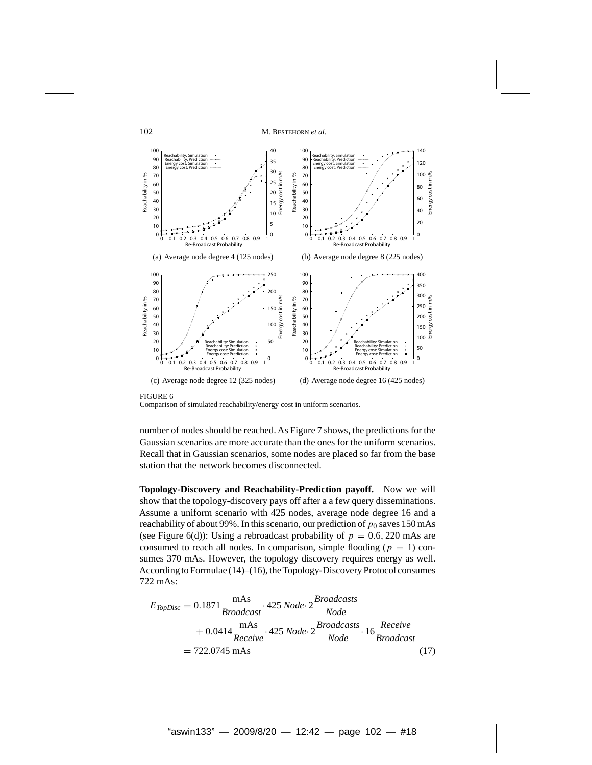(a) Average node degree 4 (125 nodes)

(b) Average node degree 8 (225 nodes)

(c) Average node degree 12 (325 nodes)

(d) Average node degree 16 (425 nodes)

FIGURE 6
Comparison of simulated reachability/energy cost in uniform scenarios.

number of nodes should be reached. As Figure 7 shows, the predictions for the Gaussian scenarios are more accurate than the ones for the uniform scenarios. Recall that in Gaussian scenarios, some nodes are placed so far from the base station that the network becomes disconnected.

**Topology-Discovery and Reachability-Prediction payoff.** Now we will show that the topology-discovery pays off after a a few query disseminations. Assume a uniform scenario with 425 nodes, average node degree 16 and a reachability of about 99%. In this scenario, our prediction of $p_0$ saves 150 mAs (see Figure 6(d)): Using a rebroadcast probability of $p = 0.6$, 220 mAs are consumed to reach all nodes. In comparison, simple flooding ($p = 1$) consumes 370 mAs. However, the topology discovery requires energy as well. According to Formulae (14)–(16), the Topology-Discovery Protocol consumes 722 mAs:

$$
\begin{aligned}
E_{TopDisc} &= 0.1871 \frac{\text{mAs}}{\textit{Broadcast}} \cdot 425\ \textit{Node} \cdot 2 \frac{\textit{Broadcasts}}{\textit{Node}} \\
&\quad + 0.0414 \frac{\text{mAs}}{\textit{Receive}} \cdot 425\ \textit{Node} \cdot 2 \frac{\textit{Broadcasts}}{\textit{Node}} \cdot 16 \frac{\textit{Receive}}{\textit{Broadcast}} \\
&= 722.0745\ \text{mAs}
\end{aligned}
\tag{17}
$$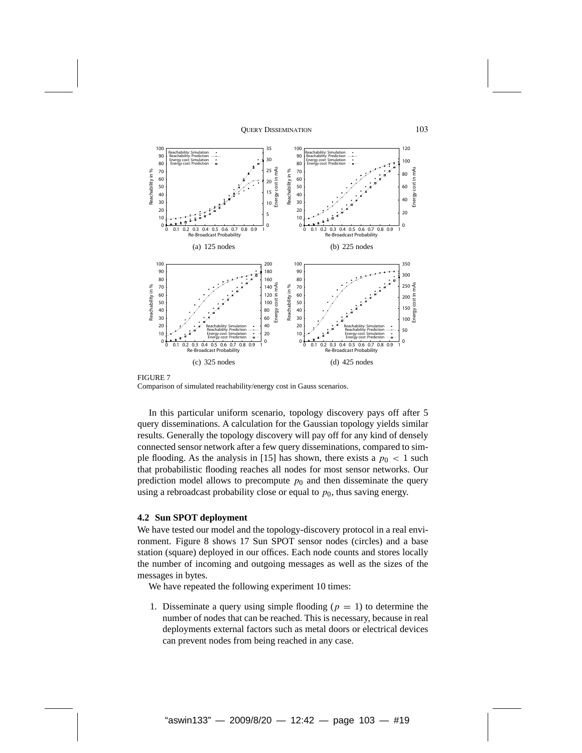(a) 125 nodes

(b) 225 nodes

(c) 325 nodes

(d) 425 nodes

FIGURE 7
Comparison of simulated reachability/energy cost in Gauss scenarios.

In this particular uniform scenario, topology discovery pays off after 5 query disseminations. A calculation for the Gaussian topology yields similar results. Generally the topology discovery will pay off for any kind of densely connected sensor network after a few query disseminations, compared to simple flooding. As the analysis in [15] has shown, there exists a $p_0 < 1$ such that probabilistic flooding reaches all nodes for most sensor networks. Our prediction model allows to precompute $p_0$ and then disseminate the query using a rebroadcast probability close or equal to $p_0$, thus saving energy.

### 4.2 Sun SPOT deployment

We have tested our model and the topology-discovery protocol in a real environment. Figure 8 shows 17 Sun SPOT sensor nodes (circles) and a base station (square) deployed in our offices. Each node counts and stores locally the number of incoming and outgoing messages as well as the sizes of the messages in bytes.

We have repeated the following experiment 10 times:

1. Disseminate a query using simple flooding ($p = 1$) to determine the number of nodes that can be reached. This is necessary, because in real deployments external factors such as metal doors or electrical devices can prevent nodes from being reached in any case.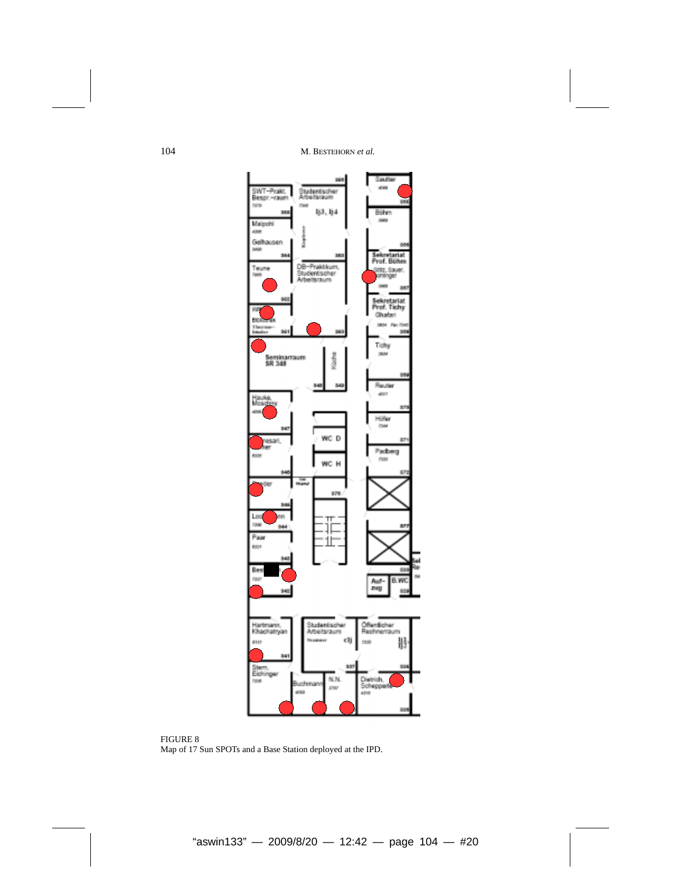FIGURE 8
Map of 17 Sun SPOTs and a Base Station deployed at the IPD.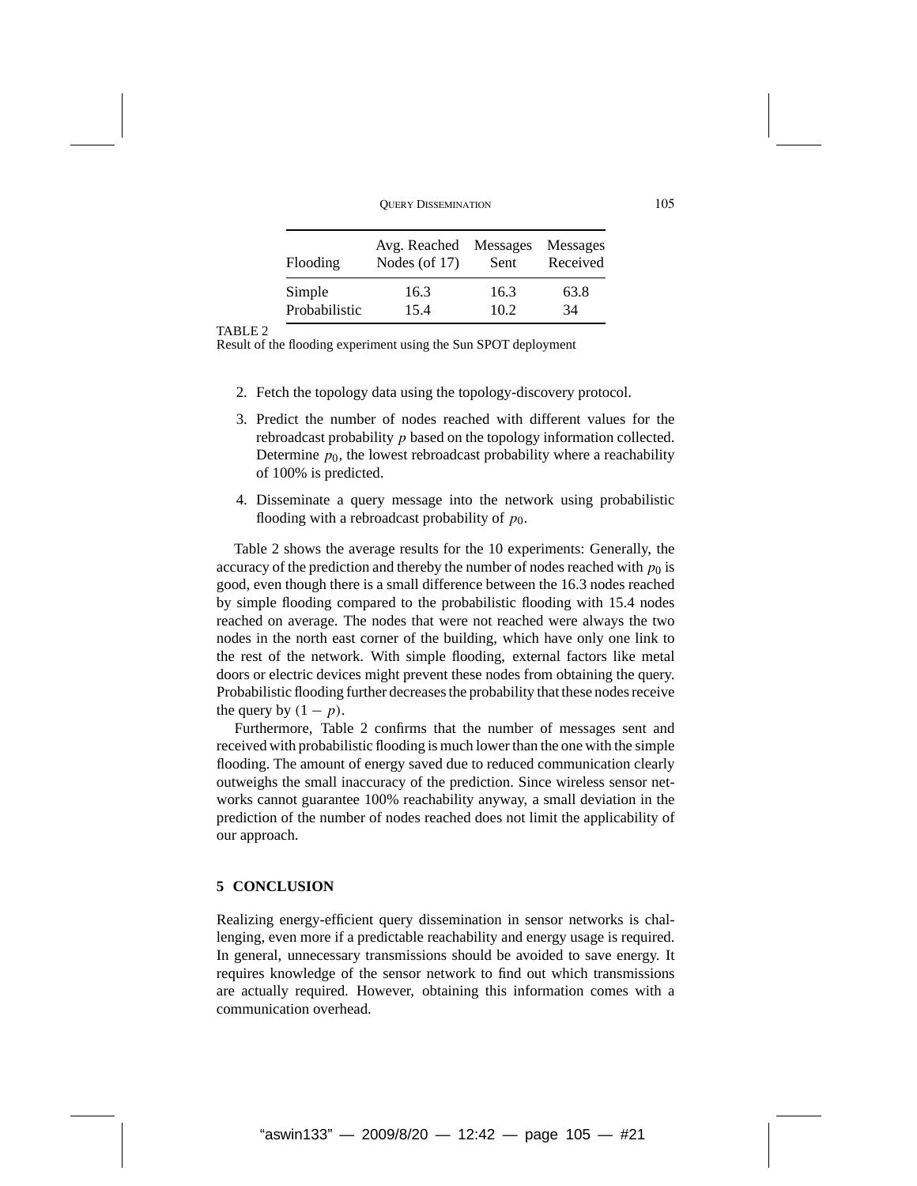| Flooding | Avg. Reached Nodes (of 17) | Messages Sent | Messages Received |
|---|---|---|---|
| Simple | 16.3 | 16.3 | 63.8 |
| Probabilistic | 15.4 | 10.2 | 34 |

TABLE 2
Result of the flooding experiment using the Sun SPOT deployment

2. Fetch the topology data using the topology-discovery protocol.
3. Predict the number of nodes reached with different values for the rebroadcast probability $p$ based on the topology information collected. Determine $p_0$, the lowest rebroadcast probability where a reachability of 100% is predicted.
4. Disseminate a query message into the network using probabilistic flooding with a rebroadcast probability of $p_0$.

Table 2 shows the average results for the 10 experiments: Generally, the accuracy of the prediction and thereby the number of nodes reached with $p_0$ is good, even though there is a small difference between the 16.3 nodes reached by simple flooding compared to the probabilistic flooding with 15.4 nodes reached on average. The nodes that were not reached were always the two nodes in the north east corner of the building, which have only one link to the rest of the network. With simple flooding, external factors like metal doors or electric devices might prevent these nodes from obtaining the query. Probabilistic flooding further decreases the probability that these nodes receive the query by $(1 - p)$.

Furthermore, Table 2 confirms that the number of messages sent and received with probabilistic flooding is much lower than the one with the simple flooding. The amount of energy saved due to reduced communication clearly outweighs the small inaccuracy of the prediction. Since wireless sensor networks cannot guarantee 100% reachability anyway, a small deviation in the prediction of the number of nodes reached does not limit the applicability of our approach.

## 5 CONCLUSION

Realizing energy-efficient query dissemination in sensor networks is challenging, even more if a predictable reachability and energy usage is required. In general, unnecessary transmissions should be avoided to save energy. It requires knowledge of the sensor network to find out which transmissions are actually required. However, obtaining this information comes with a communication overhead.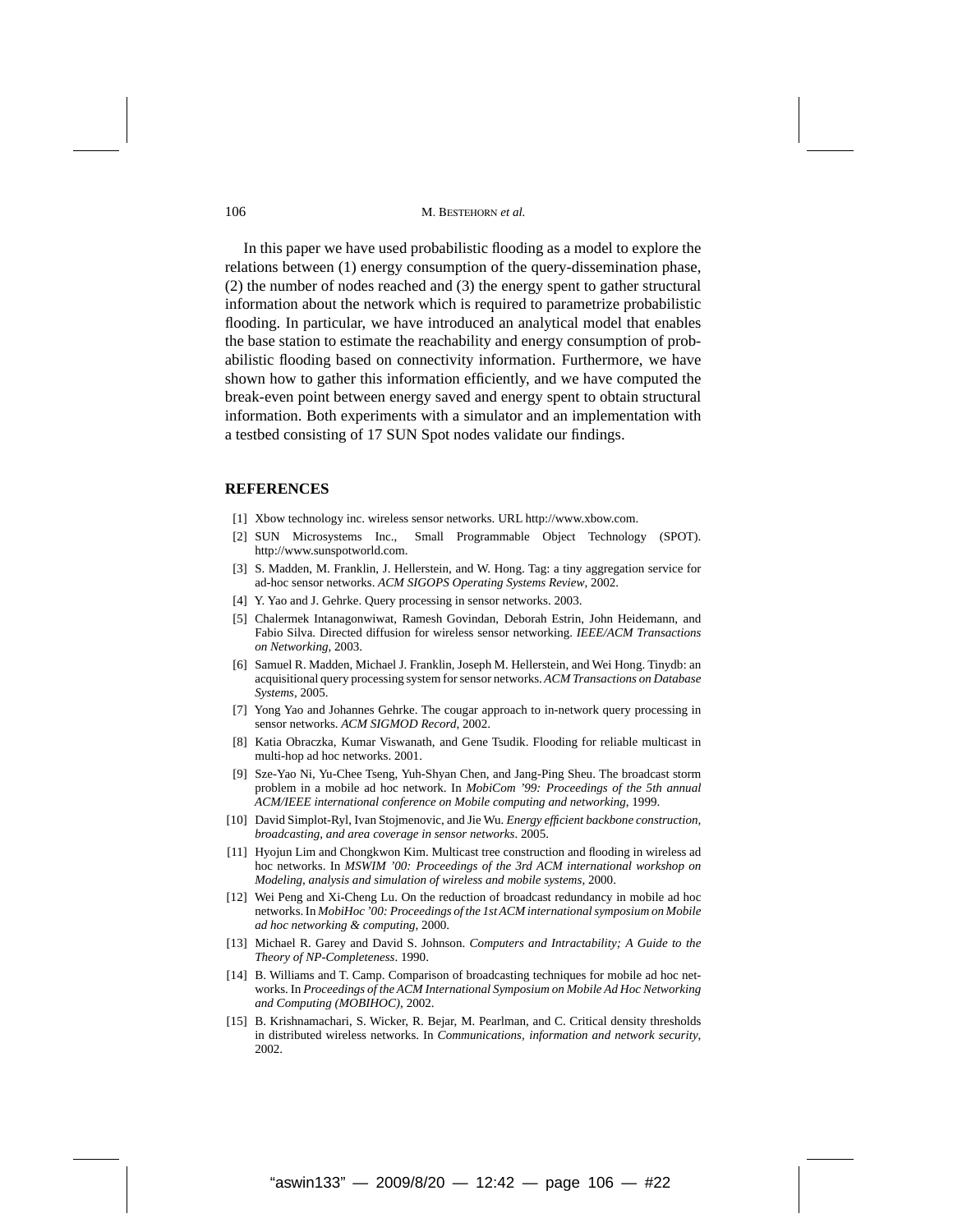In this paper we have used probabilistic flooding as a model to explore the relations between (1) energy consumption of the query-dissemination phase, (2) the number of nodes reached and (3) the energy spent to gather structural information about the network which is required to parametrize probabilistic flooding. In particular, we have introduced an analytical model that enables the base station to estimate the reachability and energy consumption of probabilistic flooding based on connectivity information. Furthermore, we have shown how to gather this information efficiently, and we have computed the break-even point between energy saved and energy spent to obtain structural information. Both experiments with a simulator and an implementation with a testbed consisting of 17 SUN Spot nodes validate our findings.

## REFERENCES

[1] Xbow technology inc. wireless sensor networks. URL http://www.xbow.com.

[2] SUN Microsystems Inc., Small Programmable Object Technology (SPOT). http://www.sunspotworld.com.

[3] S. Madden, M. Franklin, J. Hellerstein, and W. Hong. Tag: a tiny aggregation service for ad-hoc sensor networks. *ACM SIGOPS Operating Systems Review*, 2002.

[4] Y. Yao and J. Gehrke. Query processing in sensor networks. 2003.

[5] Chalermek Intanagonwiwat, Ramesh Govindan, Deborah Estrin, John Heidemann, and Fabio Silva. Directed diffusion for wireless sensor networking. *IEEE/ACM Transactions on Networking*, 2003.

[6] Samuel R. Madden, Michael J. Franklin, Joseph M. Hellerstein, and Wei Hong. Tinydb: an acquisitional query processing system for sensor networks. *ACM Transactions on Database Systems*, 2005.

[7] Yong Yao and Johannes Gehrke. The cougar approach to in-network query processing in sensor networks. *ACM SIGMOD Record*, 2002.

[8] Katia Obraczka, Kumar Viswanath, and Gene Tsudik. Flooding for reliable multicast in multi-hop ad hoc networks. 2001.

[9] Sze-Yao Ni, Yu-Chee Tseng, Yuh-Shyan Chen, and Jang-Ping Sheu. The broadcast storm problem in a mobile ad hoc network. In *MobiCom '99: Proceedings of the 5th annual ACM/IEEE international conference on Mobile computing and networking*, 1999.

[10] David Simplot-Ryl, Ivan Stojmenovic, and Jie Wu. *Energy efficient backbone construction, broadcasting, and area coverage in sensor networks*. 2005.

[11] Hyojun Lim and Chongkwon Kim. Multicast tree construction and flooding in wireless ad hoc networks. In *MSWIM '00: Proceedings of the 3rd ACM international workshop on Modeling, analysis and simulation of wireless and mobile systems*, 2000.

[12] Wei Peng and Xi-Cheng Lu. On the reduction of broadcast redundancy in mobile ad hoc networks. In *MobiHoc '00: Proceedings of the 1st ACM international symposium on Mobile ad hoc networking & computing*, 2000.

[13] Michael R. Garey and David S. Johnson. *Computers and Intractability; A Guide to the Theory of NP-Completeness*. 1990.

[14] B. Williams and T. Camp. Comparison of broadcasting techniques for mobile ad hoc networks. In *Proceedings of the ACM International Symposium on Mobile Ad Hoc Networking and Computing (MOBIHOC)*, 2002.

[15] B. Krishnamachari, S. Wicker, R. Bejar, M. Pearlman, and C. Critical density thresholds in distributed wireless networks. In *Communications, information and network security*, 2002.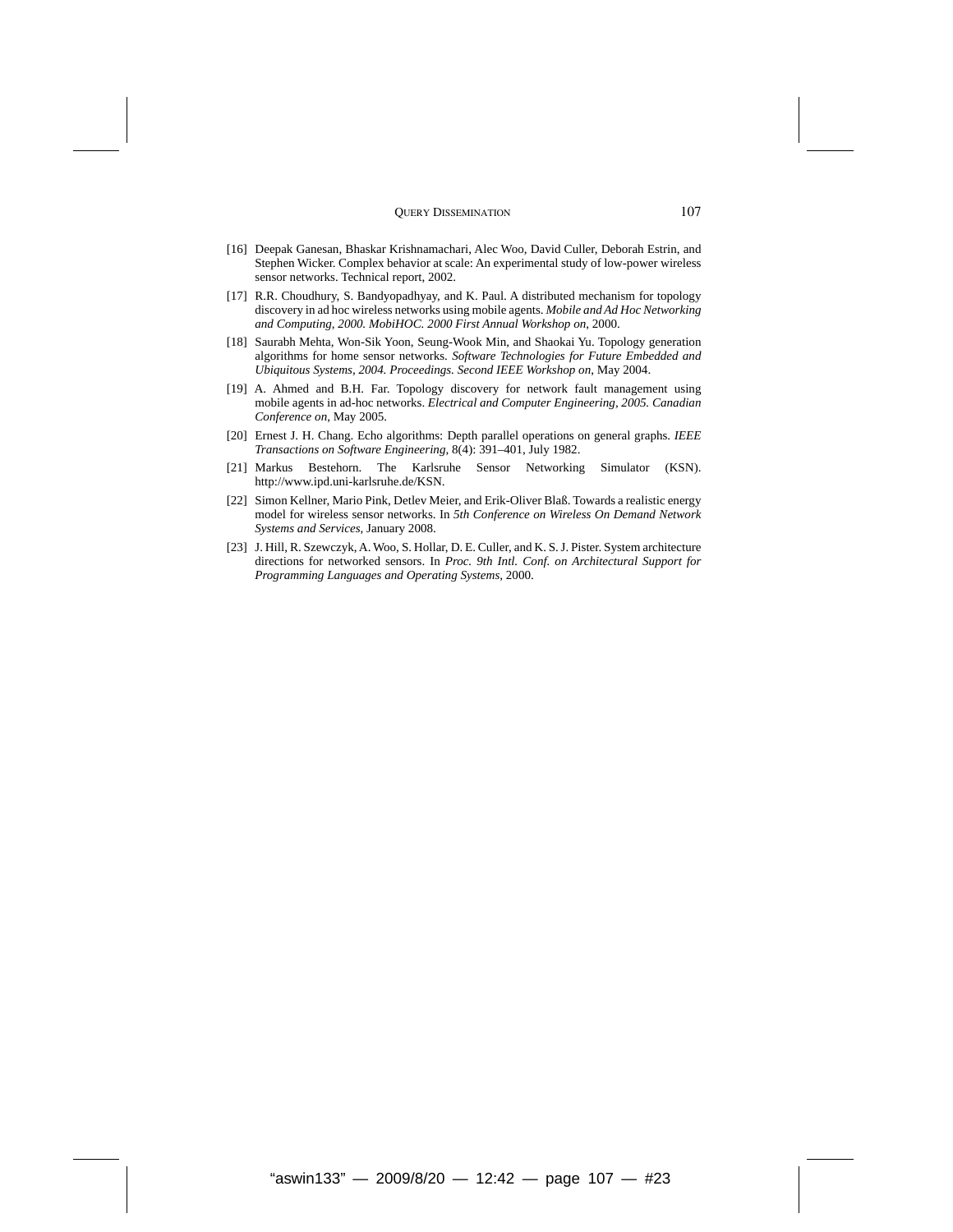[16] Deepak Ganesan, Bhaskar Krishnamachari, Alec Woo, David Culler, Deborah Estrin, and Stephen Wicker. Complex behavior at scale: An experimental study of low-power wireless sensor networks. Technical report, 2002.

[17] R.R. Choudhury, S. Bandyopadhyay, and K. Paul. A distributed mechanism for topology discovery in ad hoc wireless networks using mobile agents. *Mobile and Ad Hoc Networking and Computing, 2000. MobiHOC. 2000 First Annual Workshop on*, 2000.

[18] Saurabh Mehta, Won-Sik Yoon, Seung-Wook Min, and Shaokai Yu. Topology generation algorithms for home sensor networks. *Software Technologies for Future Embedded and Ubiquitous Systems, 2004. Proceedings. Second IEEE Workshop on*, May 2004.

[19] A. Ahmed and B.H. Far. Topology discovery for network fault management using mobile agents in ad-hoc networks. *Electrical and Computer Engineering, 2005. Canadian Conference on*, May 2005.

[20] Ernest J. H. Chang. Echo algorithms: Depth parallel operations on general graphs. *IEEE Transactions on Software Engineering*, 8(4): 391–401, July 1982.

[21] Markus Bestehorn. The Karlsruhe Sensor Networking Simulator (KSN). http://www.ipd.uni-karlsruhe.de/KSN.

[22] Simon Kellner, Mario Pink, Detlev Meier, and Erik-Oliver Blaß. Towards a realistic energy model for wireless sensor networks. In *5th Conference on Wireless On Demand Network Systems and Services*, January 2008.

[23] J. Hill, R. Szewczyk, A. Woo, S. Hollar, D. E. Culler, and K. S. J. Pister. System architecture directions for networked sensors. In *Proc. 9th Intl. Conf. on Architectural Support for Programming Languages and Operating Systems*, 2000.